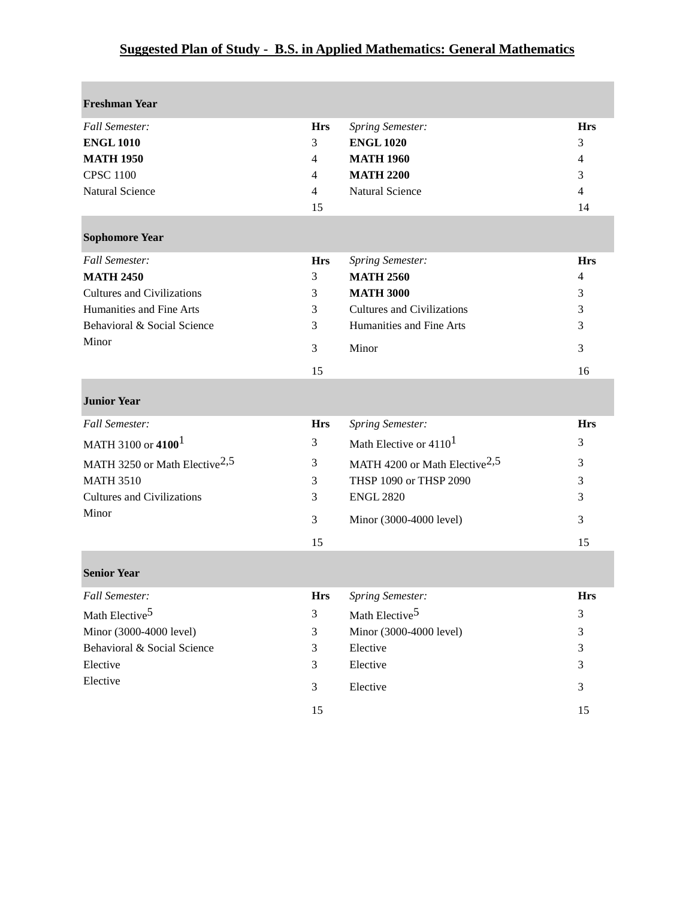# Suggested Plan of Study - B.S. in Applied Mathematics: General Mathematics

| **Freshman Year** | | | |
|---|---|---|---|
| *Fall Semester:* | **Hrs** | *Spring Semester:* | **Hrs** |
| **ENGL 1010** | 3 | **ENGL 1020** | 3 |
| **MATH 1950** | 4 | **MATH 1960** | 4 |
| CPSC 1100 | 4 | **MATH 2200** | 3 |
| Natural Science | 4 | Natural Science | 4 |
| | 15 | | 14 |
| **Sophomore Year** | | | |
| *Fall Semester:* | **Hrs** | *Spring Semester:* | **Hrs** |
| **MATH 2450** | 3 | **MATH 2560** | 4 |
| Cultures and Civilizations | 3 | **MATH 3000** | 3 |
| Humanities and Fine Arts | 3 | Cultures and Civilizations | 3 |
| Behavioral & Social Science | 3 | Humanities and Fine Arts | 3 |
| Minor | 3 | Minor | 3 |
| | 15 | | 16 |
| **Junior Year** | | | |
| *Fall Semester:* | **Hrs** | *Spring Semester:* | **Hrs** |
| MATH 3100 or **4100**[1] | 3 | Math Elective or 4110[1] | 3 |
| MATH 3250 or Math Elective[2,5] | 3 | MATH 4200 or Math Elective[2,5] | 3 |
| MATH 3510 | 3 | THSP 1090 or THSP 2090 | 3 |
| Cultures and Civilizations | 3 | ENGL 2820 | 3 |
| Minor | 3 | Minor (3000-4000 level) | 3 |
| | 15 | | 15 |
| **Senior Year** | | | |
| *Fall Semester:* | **Hrs** | *Spring Semester:* | **Hrs** |
| Math Elective[5] | 3 | Math Elective[5] | 3 |
| Minor (3000-4000 level) | 3 | Minor (3000-4000 level) | 3 |
| Behavioral & Social Science | 3 | Elective | 3 |
| Elective | 3 | Elective | 3 |
| Elective | 3 | Elective | 3 |
| | 15 | | 15 |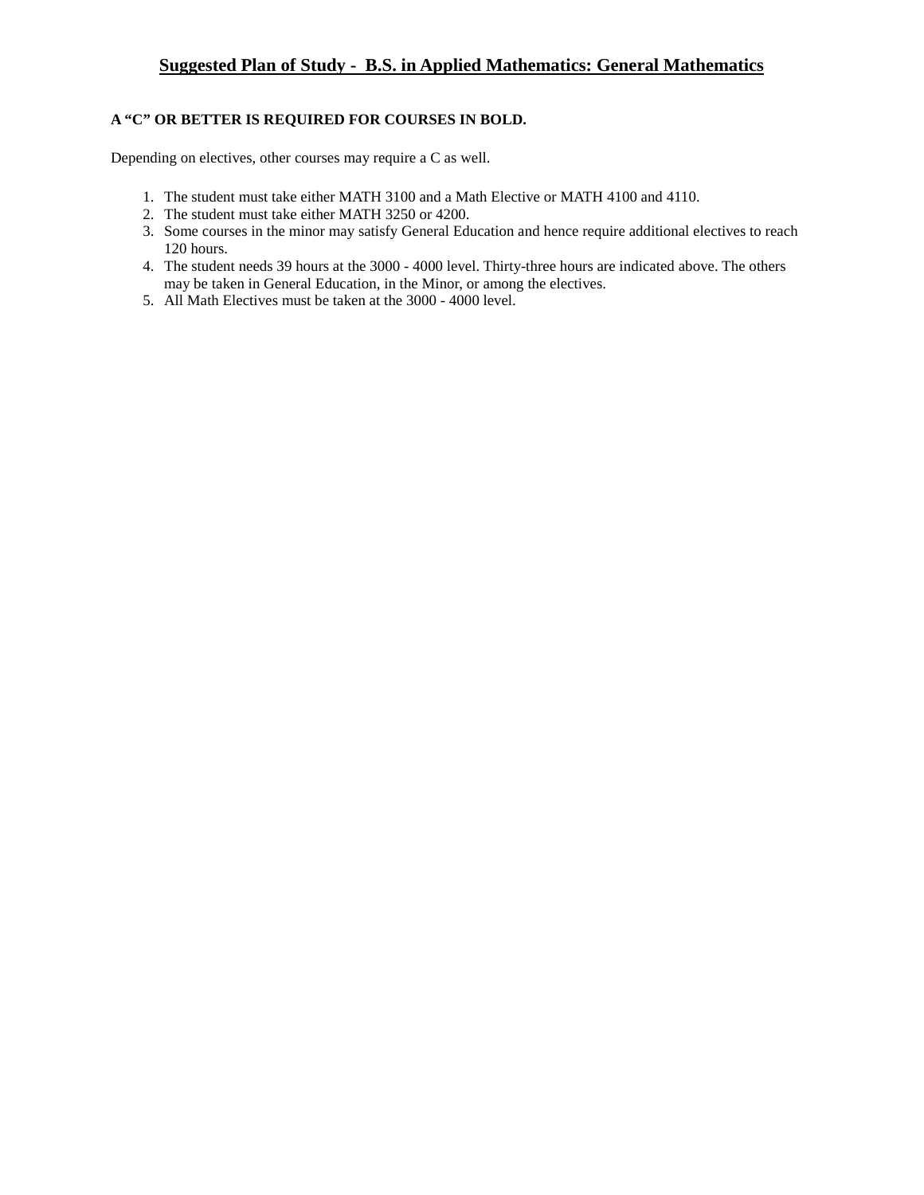## Suggested Plan of Study - B.S. in Applied Mathematics: General Mathematics

**A "C" OR BETTER IS REQUIRED FOR COURSES IN BOLD.**

Depending on electives, other courses may require a C as well.

1. The student must take either MATH 3100 and a Math Elective or MATH 4100 and 4110.
2. The student must take either MATH 3250 or 4200.
3. Some courses in the minor may satisfy General Education and hence require additional electives to reach 120 hours.
4. The student needs 39 hours at the 3000 - 4000 level. Thirty-three hours are indicated above. The others may be taken in General Education, in the Minor, or among the electives.
5. All Math Electives must be taken at the 3000 - 4000 level.